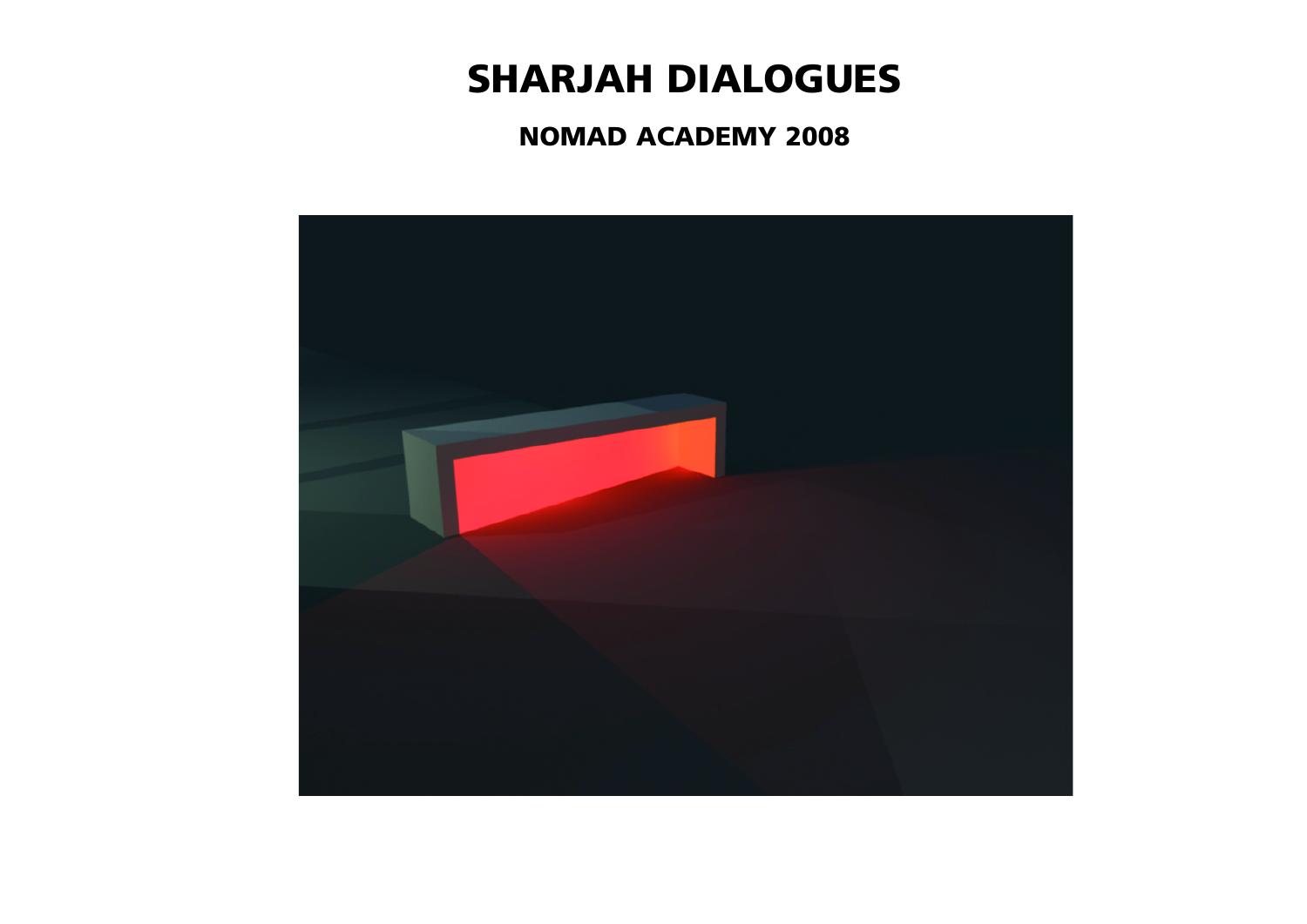# SHARJAH DIALOGUES

## NOMAD ACADEMY 2008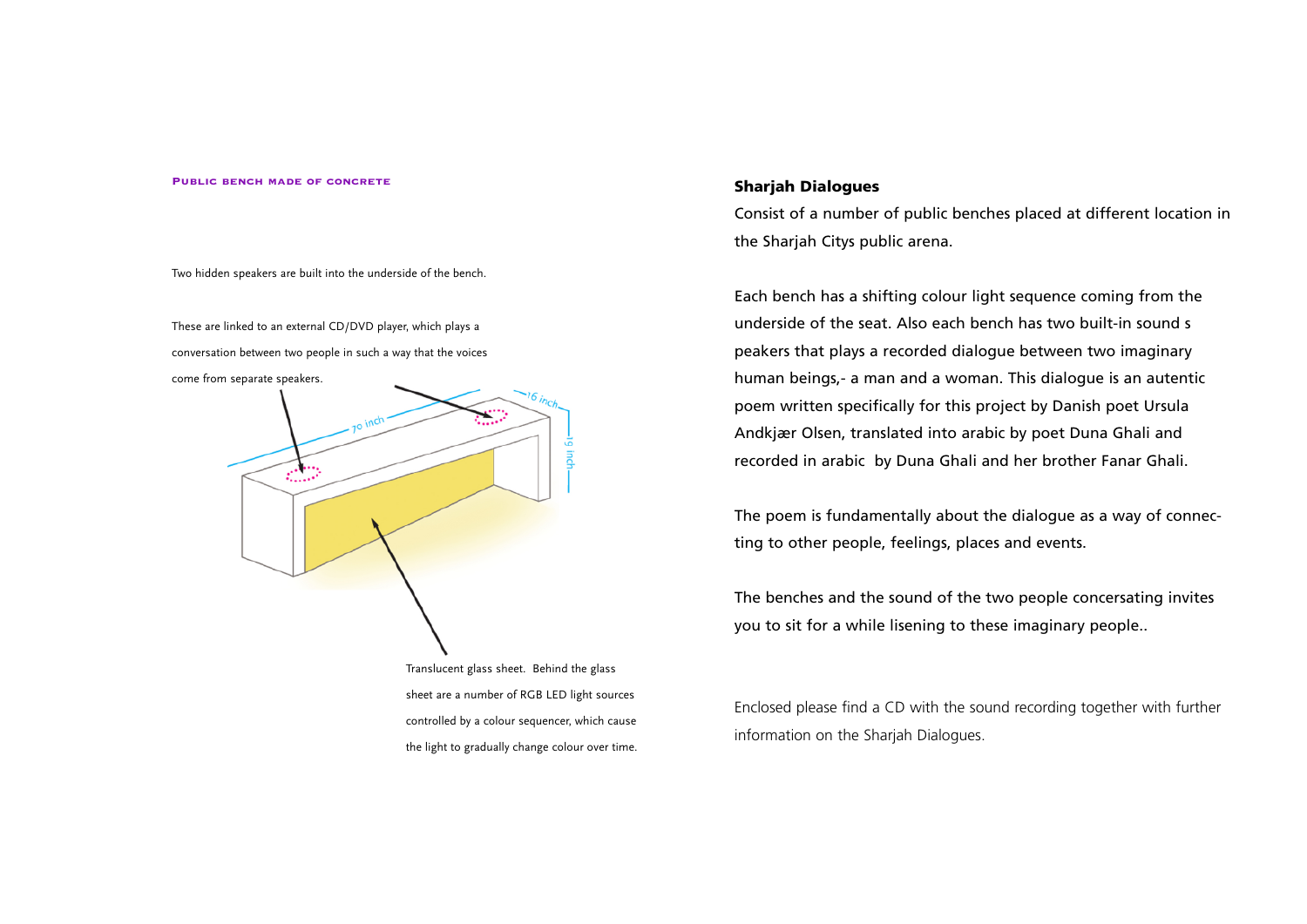**Public bench made of concrete**

Two hidden speakers are built into the underside of the bench.

These are linked to an external CD/DVD player, which plays a conversation between two people in such a way that the voices come from separate speakers.

70 inch

16 inch

19 inch

Translucent glass sheet. Behind the glass sheet are a number of RGB LED light sources controlled by a colour sequencer, which cause the light to gradually change colour over time.

## Sharjah Dialogues

Consist of a number of public benches placed at different location in the Sharjah Citys public arena.

Each bench has a shifting colour light sequence coming from the underside of the seat. Also each bench has two built-in sound s peakers that plays a recorded dialogue between two imaginary human beings,- a man and a woman. This dialogue is an autentic poem written specifically for this project by Danish poet Ursula Andkjær Olsen, translated into arabic by poet Duna Ghali and recorded in arabic by Duna Ghali and her brother Fanar Ghali.

The poem is fundamentally about the dialogue as a way of connecting to other people, feelings, places and events.

The benches and the sound of the two people concersating invites you to sit for a while lisening to these imaginary people..

Enclosed please find a CD with the sound recording together with further information on the Sharjah Dialogues.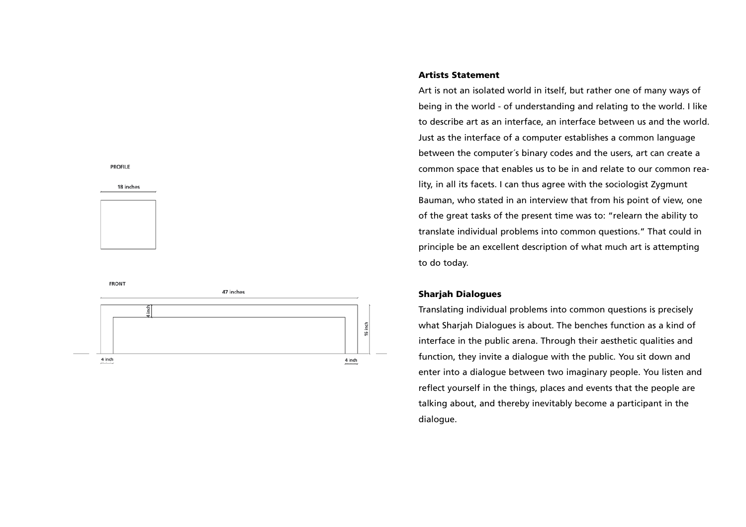PROFILE

18 inches

FRONT

47 inches

4 inch

15 inch

4 inch

4 inch

**Artists Statement**

Art is not an isolated world in itself, but rather one of many ways of being in the world - of understanding and relating to the world. I like to describe art as an interface, an interface between us and the world. Just as the interface of a computer establishes a common language between the computer´s binary codes and the users, art can create a common space that enables us to be in and relate to our common reality, in all its facets. I can thus agree with the sociologist Zygmunt Bauman, who stated in an interview that from his point of view, one of the great tasks of the present time was to: "relearn the ability to translate individual problems into common questions." That could in principle be an excellent description of what much art is attempting to do today.

**Sharjah Dialogues**

Translating individual problems into common questions is precisely what Sharjah Dialogues is about. The benches function as a kind of interface in the public arena. Through their aesthetic qualities and function, they invite a dialogue with the public. You sit down and enter into a dialogue between two imaginary people. You listen and reflect yourself in the things, places and events that the people are talking about, and thereby inevitably become a participant in the dialogue.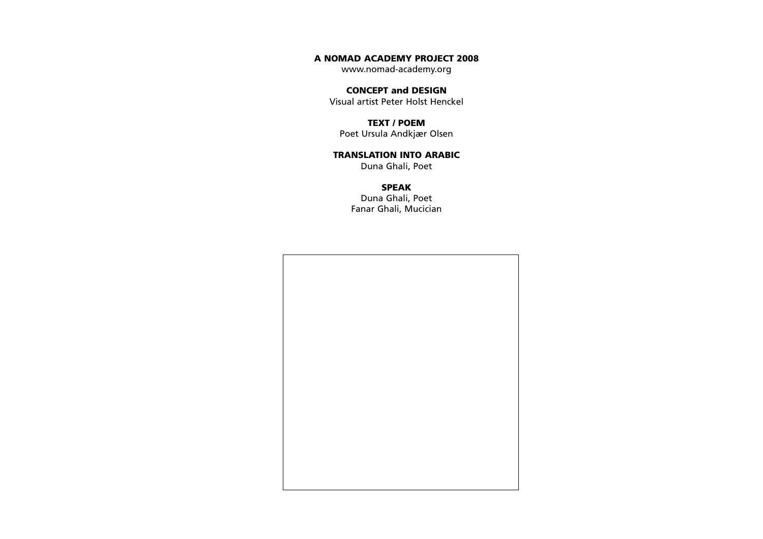**A NOMAD ACADEMY PROJECT 2008**
www.nomad-academy.org

**CONCEPT and DESIGN**
Visual artist Peter Holst Henckel

**TEXT / POEM**
Poet Ursula Andkjær Olsen

**TRANSLATION INTO ARABIC**
Duna Ghali, Poet

**SPEAK**
Duna Ghali, Poet
Fanar Ghali, Mucician